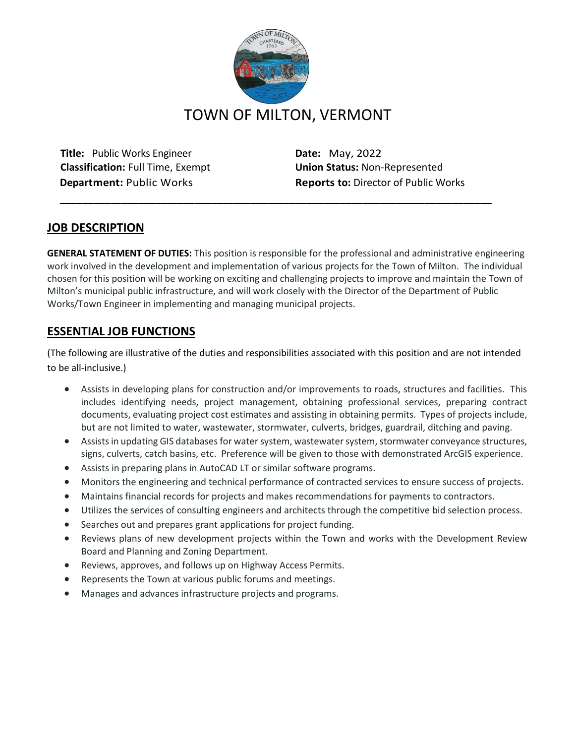# TOWN OF MILTON, VERMONT

**Title:** Public Works Engineer
**Classification:** Full Time, Exempt
**Department:** Public Works

**Date:** May, 2022
**Union Status:** Non-Represented
**Reports to:** Director of Public Works

---

## JOB DESCRIPTION

**GENERAL STATEMENT OF DUTIES:** This position is responsible for the professional and administrative engineering work involved in the development and implementation of various projects for the Town of Milton. The individual chosen for this position will be working on exciting and challenging projects to improve and maintain the Town of Milton's municipal public infrastructure, and will work closely with the Director of the Department of Public Works/Town Engineer in implementing and managing municipal projects.

## ESSENTIAL JOB FUNCTIONS

(The following are illustrative of the duties and responsibilities associated with this position and are not intended to be all-inclusive.)

- Assists in developing plans for construction and/or improvements to roads, structures and facilities. This includes identifying needs, project management, obtaining professional services, preparing contract documents, evaluating project cost estimates and assisting in obtaining permits. Types of projects include, but are not limited to water, wastewater, stormwater, culverts, bridges, guardrail, ditching and paving.
- Assists in updating GIS databases for water system, wastewater system, stormwater conveyance structures, signs, culverts, catch basins, etc. Preference will be given to those with demonstrated ArcGIS experience.
- Assists in preparing plans in AutoCAD LT or similar software programs.
- Monitors the engineering and technical performance of contracted services to ensure success of projects.
- Maintains financial records for projects and makes recommendations for payments to contractors.
- Utilizes the services of consulting engineers and architects through the competitive bid selection process.
- Searches out and prepares grant applications for project funding.
- Reviews plans of new development projects within the Town and works with the Development Review Board and Planning and Zoning Department.
- Reviews, approves, and follows up on Highway Access Permits.
- Represents the Town at various public forums and meetings.
- Manages and advances infrastructure projects and programs.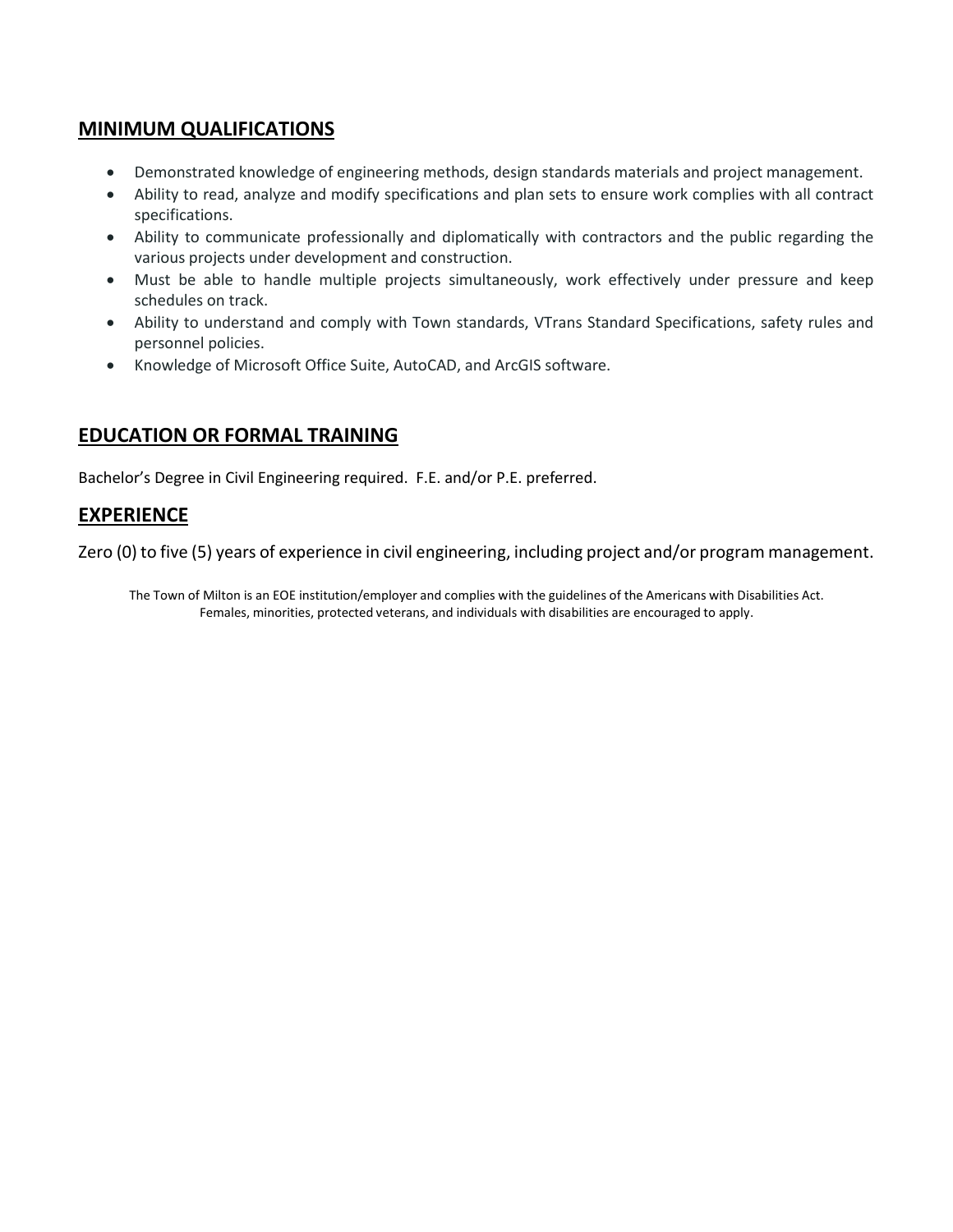## MINIMUM QUALIFICATIONS

- Demonstrated knowledge of engineering methods, design standards materials and project management.
- Ability to read, analyze and modify specifications and plan sets to ensure work complies with all contract specifications.
- Ability to communicate professionally and diplomatically with contractors and the public regarding the various projects under development and construction.
- Must be able to handle multiple projects simultaneously, work effectively under pressure and keep schedules on track.
- Ability to understand and comply with Town standards, VTrans Standard Specifications, safety rules and personnel policies.
- Knowledge of Microsoft Office Suite, AutoCAD, and ArcGIS software.

## EDUCATION OR FORMAL TRAINING

Bachelor's Degree in Civil Engineering required. F.E. and/or P.E. preferred.

## EXPERIENCE

Zero (0) to five (5) years of experience in civil engineering, including project and/or program management.

The Town of Milton is an EOE institution/employer and complies with the guidelines of the Americans with Disabilities Act.
Females, minorities, protected veterans, and individuals with disabilities are encouraged to apply.